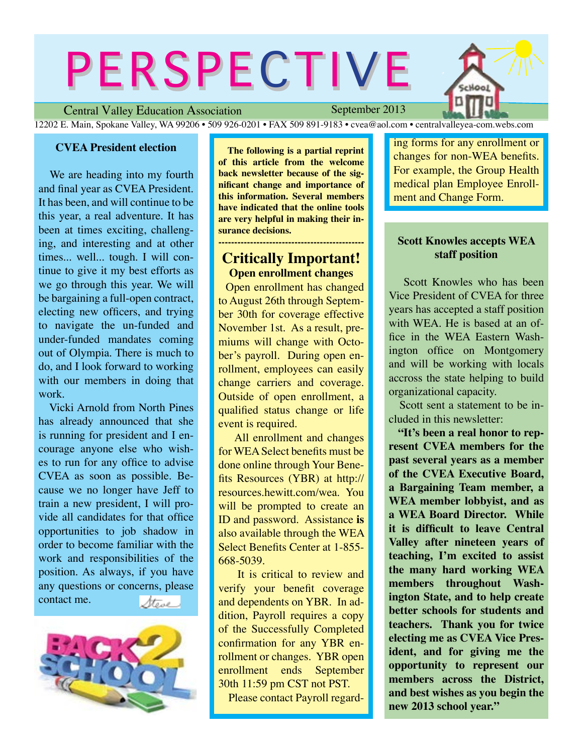# PERSPECTIVE

Central Valley Education Association — September 2013

12202 E. Main, Spokane Valley, WA 99206 • 509 926-0201 • FAX 509 891-9183 • cvea@aol.com • centralvalleyea-com.webs.com

## CVEA President election

We are heading into my fourth and final year as CVEA President. It has been, and will continue to be this year, a real adventure. It has been at times exciting, challenging, and interesting and at other times... well... tough. I will continue to give it my best efforts as we go through this year. We will be bargaining a full-open contract, electing new officers, and trying to navigate the un-funded and under-funded mandates coming out of Olympia. There is much to do, and I look forward to working with our members in doing that work.

Vicki Arnold from North Pines has already announced that she is running for president and I encourage anyone else who wishes to run for any office to advise CVEA as soon as possible. Because we no longer have Jeff to train a new president, I will provide all candidates for that office opportunities to job shadow in order to become familiar with the work and responsibilities of the position. As always, if you have any questions or concerns, please contact me.

Steve

**The following is a partial reprint of this article from the welcome back newsletter because of the significant change and importance of this information. Several members have indicated that the online tools are very helpful in making their insurance decisions.**

---

## Critically Important!

### Open enrollment changes

Open enrollment has changed to August 26th through September 30th for coverage effective November 1st. As a result, premiums will change with October's payroll. During open enrollment, employees can easily change carriers and coverage. Outside of open enrollment, a qualified status change or life event is required.

All enrollment and changes for WEA Select benefits must be done online through Your Benefits Resources (YBR) at http://resources.hewitt.com/wea. You will be prompted to create an ID and password. Assistance **is** also available through the WEA Select Benefits Center at 1-855-668-5039.

It is critical to review and verify your benefit coverage and dependents on YBR. In addition, Payroll requires a copy of the Successfully Completed confirmation for any YBR enrollment or changes. YBR open enrollment ends September 30th 11:59 pm CST not PST.

Please contact Payroll regarding forms for any enrollment or changes for non-WEA benefits. For example, the Group Health medical plan Employee Enrollment and Change Form.

## Scott Knowles accepts WEA staff position

Scott Knowles who has been Vice President of CVEA for three years has accepted a staff position with WEA. He is based at an office in the WEA Eastern Washington office on Montgomery and will be working with locals accross the state helping to build organizational capacity.

Scott sent a statement to be included in this newsletter:

**"It's been a real honor to represent CVEA members for the past several years as a member of the CVEA Executive Board, a Bargaining Team member, a WEA member lobbyist, and as a WEA Board Director. While it is difficult to leave Central Valley after nineteen years of teaching, I'm excited to assist the many hard working WEA members throughout Washington State, and to help create better schools for students and teachers. Thank you for twice electing me as CVEA Vice President, and for giving me the opportunity to represent our members across the District, and best wishes as you begin the new 2013 school year."**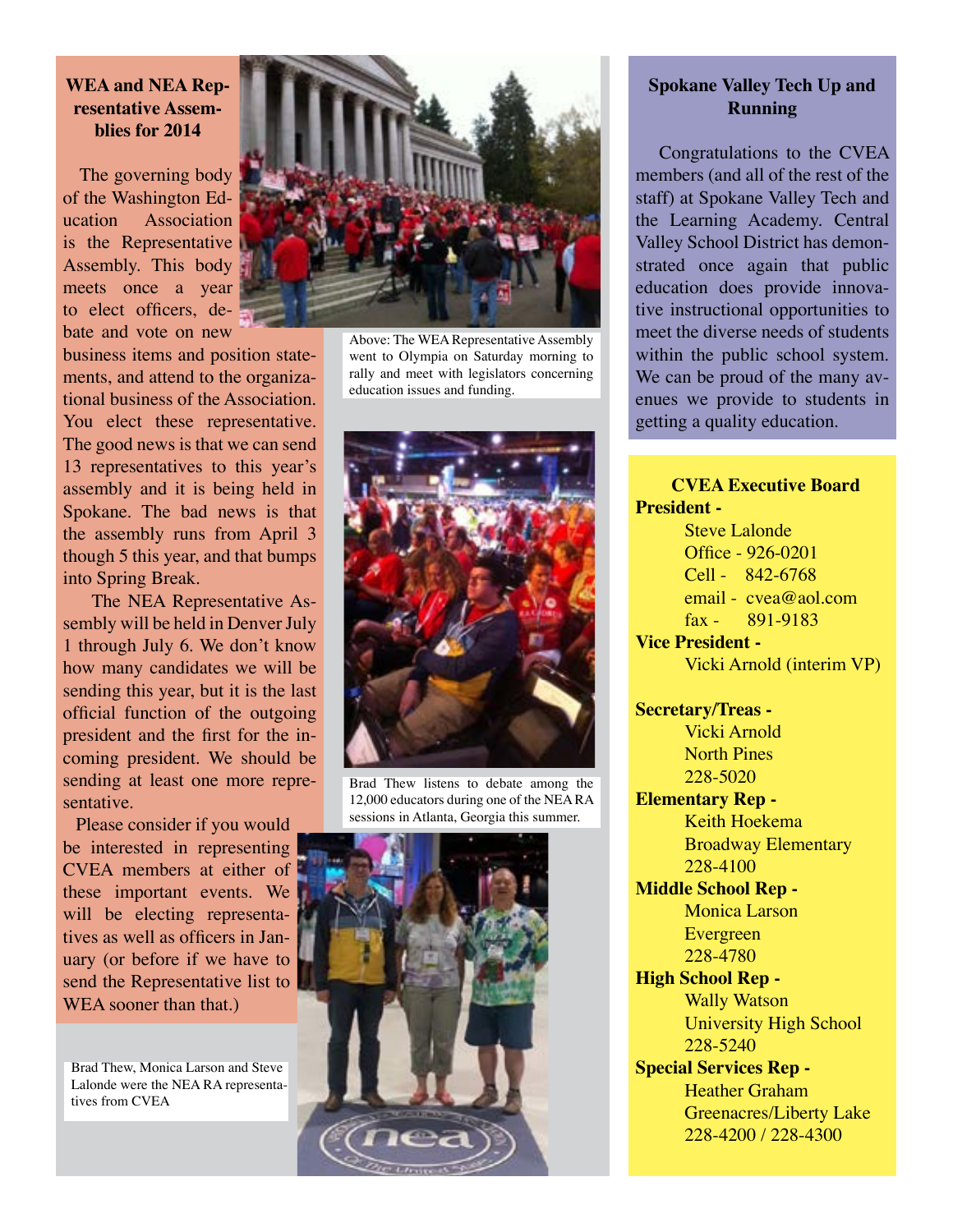## WEA and NEA Representative Assemblies for 2014

The governing body of the Washington Education Association is the Representative Assembly. This body meets once a year to elect officers, debate and vote on new business items and position statements, and attend to the organizational business of the Association. You elect these representative. The good news is that we can send 13 representatives to this year's assembly and it is being held in Spokane. The bad news is that the assembly runs from April 3 though 5 this year, and that bumps into Spring Break.

The NEA Representative Assembly will be held in Denver July 1 through July 6. We don't know how many candidates we will be sending this year, but it is the last official function of the outgoing president and the first for the incoming president. We should be sending at least one more representative.

Please consider if you would be interested in representing CVEA members at either of these important events. We will be electing representatives as well as officers in January (or before if we have to send the Representative list to WEA sooner than that.)

Brad Thew, Monica Larson and Steve Lalonde were the NEA RA representatives from CVEA

Above: The WEA Representative Assembly went to Olympia on Saturday morning to rally and meet with legislators concerning education issues and funding.

Brad Thew listens to debate among the 12,000 educators during one of the NEA RA sessions in Atlanta, Georgia this summer.

## Spokane Valley Tech Up and Running

Congratulations to the CVEA members (and all of the rest of the staff) at Spokane Valley Tech and the Learning Academy. Central Valley School District has demonstrated once again that public education does provide innovative instructional opportunities to meet the diverse needs of students within the public school system. We can be proud of the many avenues we provide to students in getting a quality education.

## CVEA Executive Board

**President -**
Steve Lalonde
Office - 926-0201
Cell - 842-6768
email - cvea@aol.com
fax - 891-9183

**Vice President -**
Vicki Arnold (interim VP)

**Secretary/Treas -**
Vicki Arnold
North Pines
228-5020

**Elementary Rep -**
Keith Hoekema
Broadway Elementary
228-4100

**Middle School Rep -**
Monica Larson
Evergreen
228-4780

**High School Rep -**
Wally Watson
University High School
228-5240

**Special Services Rep -**
Heather Graham
Greenacres/Liberty Lake
228-4200 / 228-4300